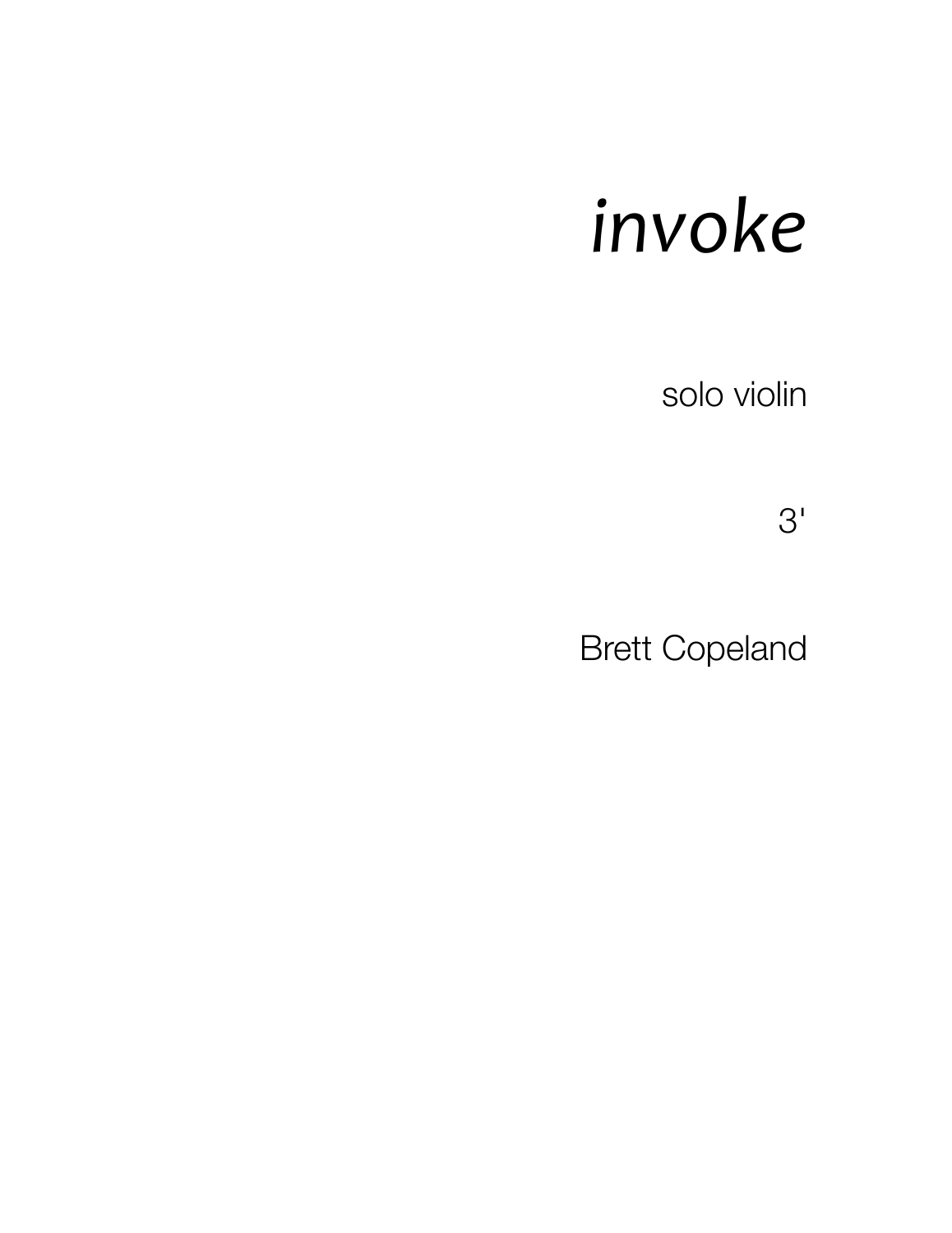# *invoke*

solo violin

3'

Brett Copeland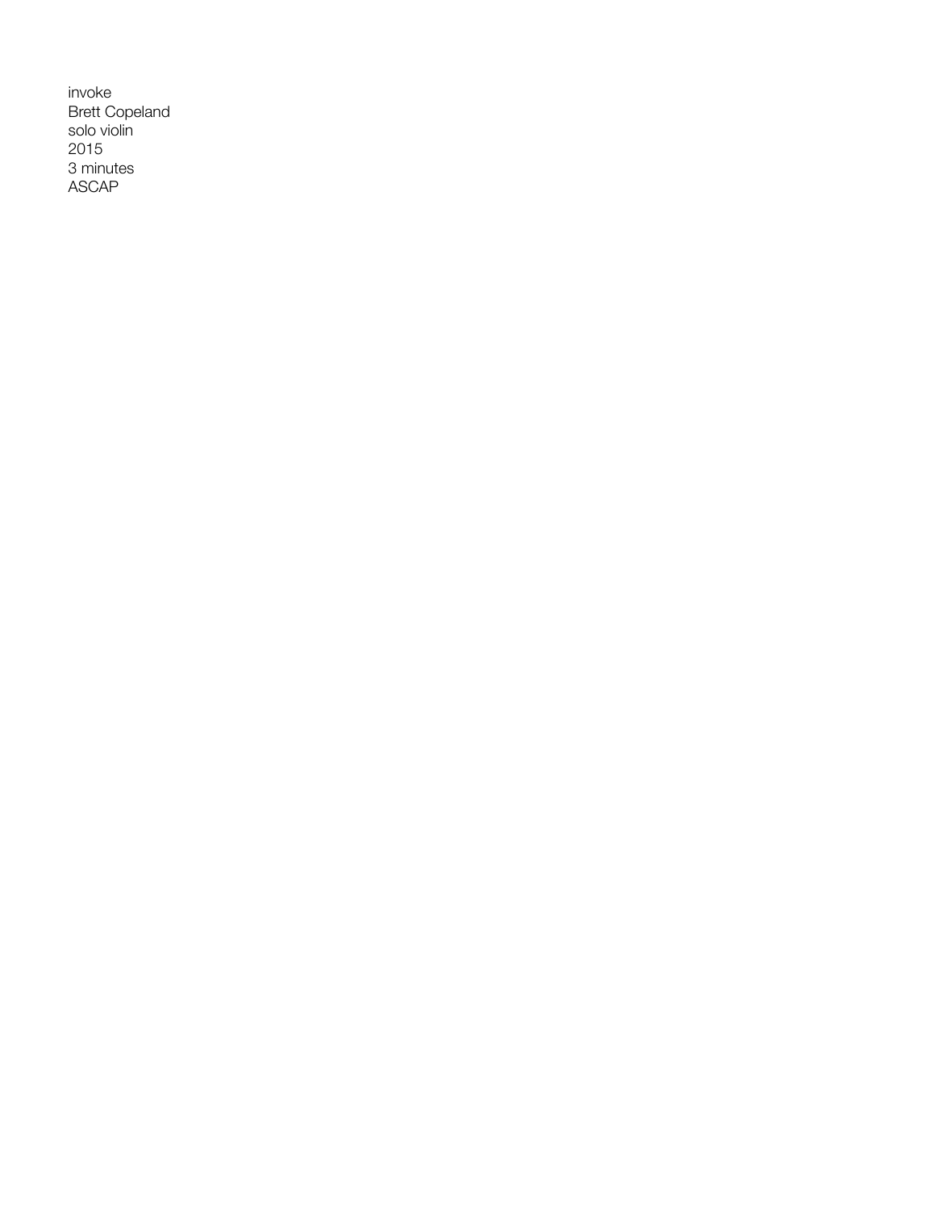invoke
Brett Copeland
solo violin
2015
3 minutes
ASCAP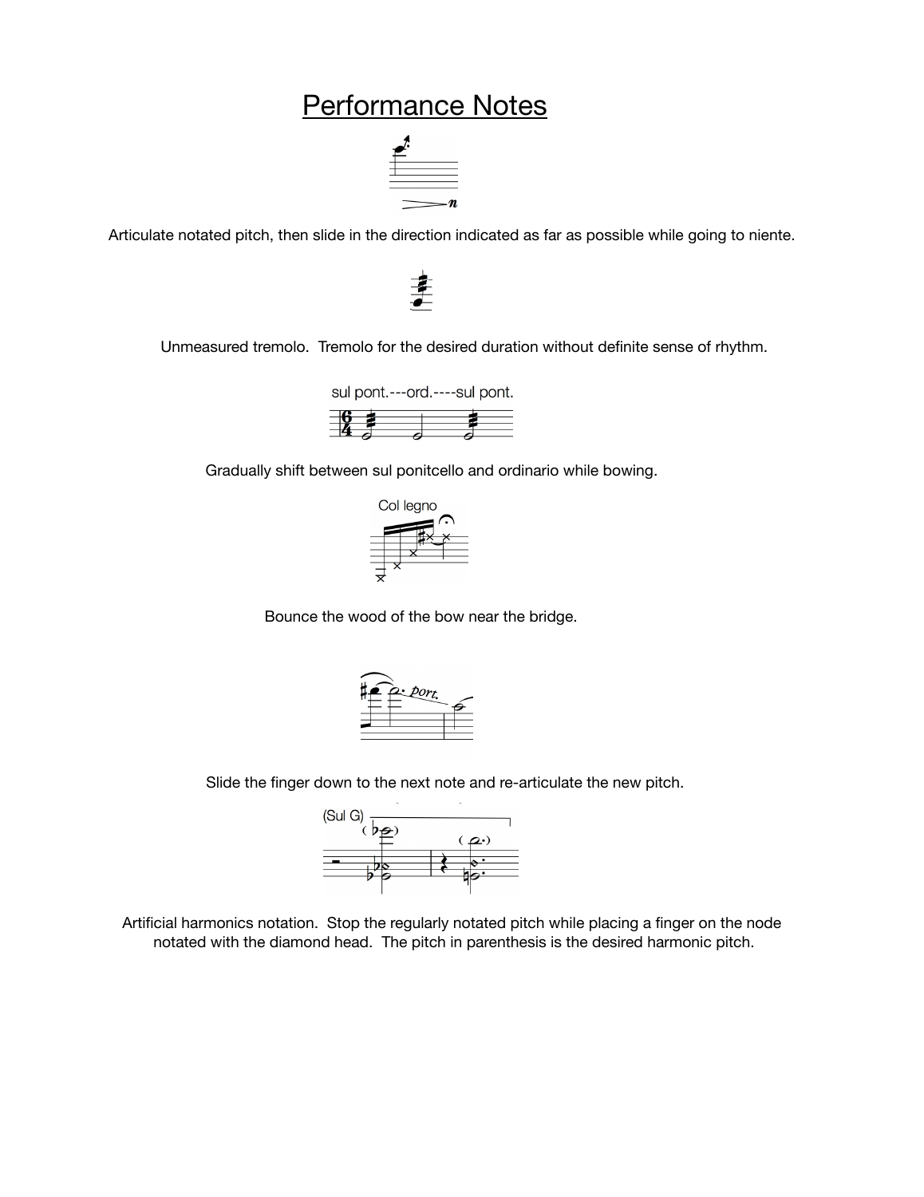# Performance Notes

Articulate notated pitch, then slide in the direction indicated as far as possible while going to niente.

Unmeasured tremolo. Tremolo for the desired duration without definite sense of rhythm.

Gradually shift between sul ponitcello and ordinario while bowing.

Bounce the wood of the bow near the bridge.

Slide the finger down to the next note and re-articulate the new pitch.

Artificial harmonics notation. Stop the regularly notated pitch while placing a finger on the node notated with the diamond head. The pitch in parenthesis is the desired harmonic pitch.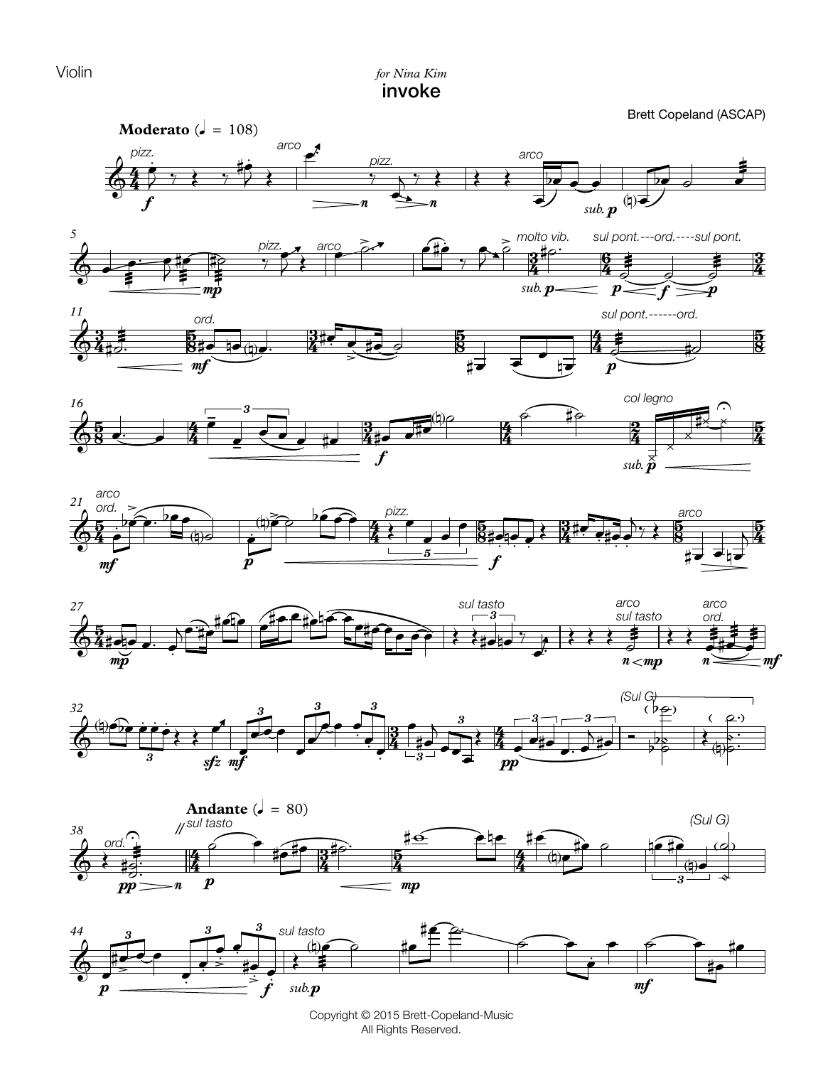Violin

*for Nina Kim*

# invoke

Brett Copeland (ASCAP)

Copyright © 2015 Brett-Copeland-Music
All Rights Reserved.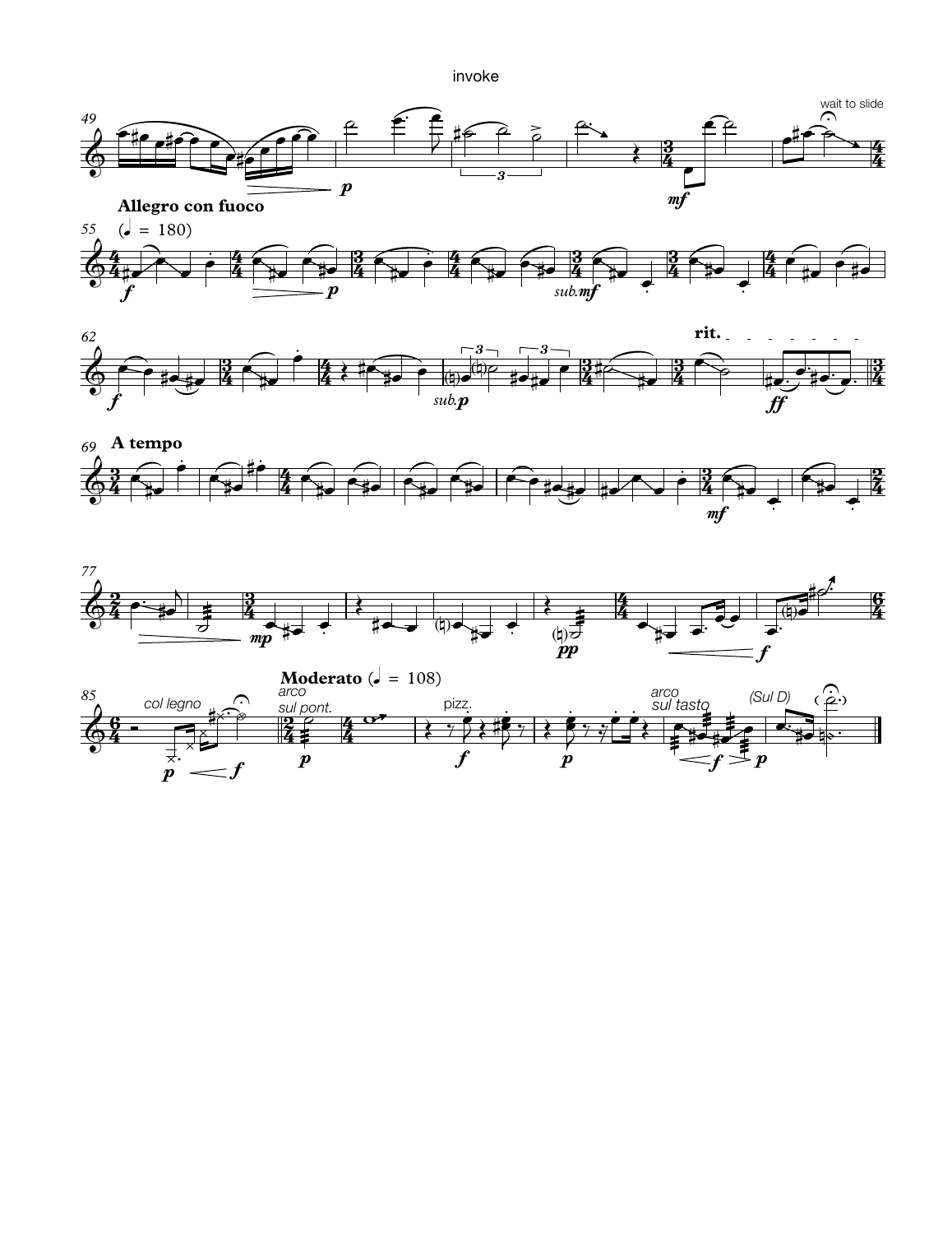Allegro con fuoco

(♩ = 180)

rit.

A tempo

Moderato (♩ = 108)

wait to slide

col legno

arco

sul pont.

pizz.

arco

sul tasto

(Sul D)